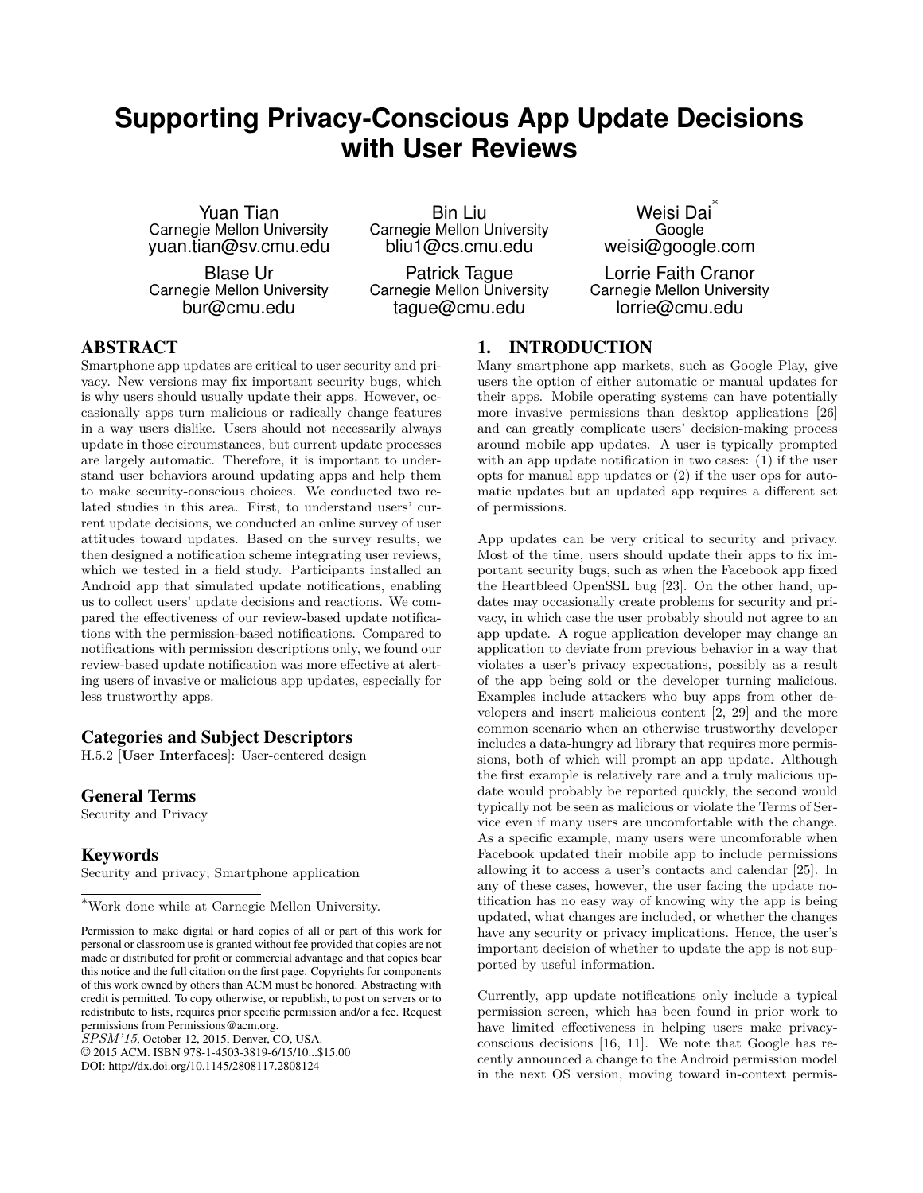# Supporting Privacy-Conscious App Update Decisions with User Reviews

Yuan Tian
Carnegie Mellon University
yuan.tian@sv.cmu.edu

Bin Liu
Carnegie Mellon University
bliu1@cs.cmu.edu

Weisi Dai*
Google
weisi@google.com

Blase Ur
Carnegie Mellon University
bur@cmu.edu

Patrick Tague
Carnegie Mellon University
tague@cmu.edu

Lorrie Faith Cranor
Carnegie Mellon University
lorrie@cmu.edu

## ABSTRACT

Smartphone app updates are critical to user security and privacy. New versions may fix important security bugs, which is why users should usually update their apps. However, occasionally apps turn malicious or radically change features in a way users dislike. Users should not necessarily always update in those circumstances, but current update processes are largely automatic. Therefore, it is important to understand user behaviors around updating apps and help them to make security-conscious choices. We conducted two related studies in this area. First, to understand users' current update decisions, we conducted an online survey of user attitudes toward updates. Based on the survey results, we then designed a notification scheme integrating user reviews, which we tested in a field study. Participants installed an Android app that simulated update notifications, enabling us to collect users' update decisions and reactions. We compared the effectiveness of our review-based update notifications with the permission-based notifications. Compared to notifications with permission descriptions only, we found our review-based update notification was more effective at alerting users of invasive or malicious app updates, especially for less trustworthy apps.

### Categories and Subject Descriptors

H.5.2 [**User Interfaces**]: User-centered design

### General Terms

Security and Privacy

### Keywords

Security and privacy; Smartphone application

*Work done while at Carnegie Mellon University.

Permission to make digital or hard copies of all or part of this work for personal or classroom use is granted without fee provided that copies are not made or distributed for profit or commercial advantage and that copies bear this notice and the full citation on the first page. Copyrights for components of this work owned by others than ACM must be honored. Abstracting with credit is permitted. To copy otherwise, or republish, to post on servers or to redistribute to lists, requires prior specific permission and/or a fee. Request permissions from Permissions@acm.org.
*SPSM'15*, October 12, 2015, Denver, CO, USA.
© 2015 ACM. ISBN 978-1-4503-3819-6/15/10...$15.00
DOI: http://dx.doi.org/10.1145/2808117.2808124

## 1. INTRODUCTION

Many smartphone app markets, such as Google Play, give users the option of either automatic or manual updates for their apps. Mobile operating systems can have potentially more invasive permissions than desktop applications [26] and can greatly complicate users' decision-making process around mobile app updates. A user is typically prompted with an app update notification in two cases: (1) if the user opts for manual app updates or (2) if the user ops for automatic updates but an updated app requires a different set of permissions.

App updates can be very critical to security and privacy. Most of the time, users should update their apps to fix important security bugs, such as when the Facebook app fixed the Heartbleed OpenSSL bug [23]. On the other hand, updates may occasionally create problems for security and privacy, in which case the user probably should not agree to an app update. A rogue application developer may change an application to deviate from previous behavior in a way that violates a user's privacy expectations, possibly as a result of the app being sold or the developer turning malicious. Examples include attackers who buy apps from other developers and insert malicious content [2, 29] and the more common scenario when an otherwise trustworthy developer includes a data-hungry ad library that requires more permissions, both of which will prompt an app update. Although the first example is relatively rare and a truly malicious update would probably be reported quickly, the second would typically not be seen as malicious or violate the Terms of Service even if many users are uncomfortable with the change. As a specific example, many users were uncomforable when Facebook updated their mobile app to include permissions allowing it to access a user's contacts and calendar [25]. In any of these cases, however, the user facing the update notification has no easy way of knowing why the app is being updated, what changes are included, or whether the changes have any security or privacy implications. Hence, the user's important decision of whether to update the app is not supported by useful information.

Currently, app update notifications only include a typical permission screen, which has been found in prior work to have limited effectiveness in helping users make privacy-conscious decisions [16, 11]. We note that Google has recently announced a change to the Android permission model in the next OS version, moving toward in-context permis-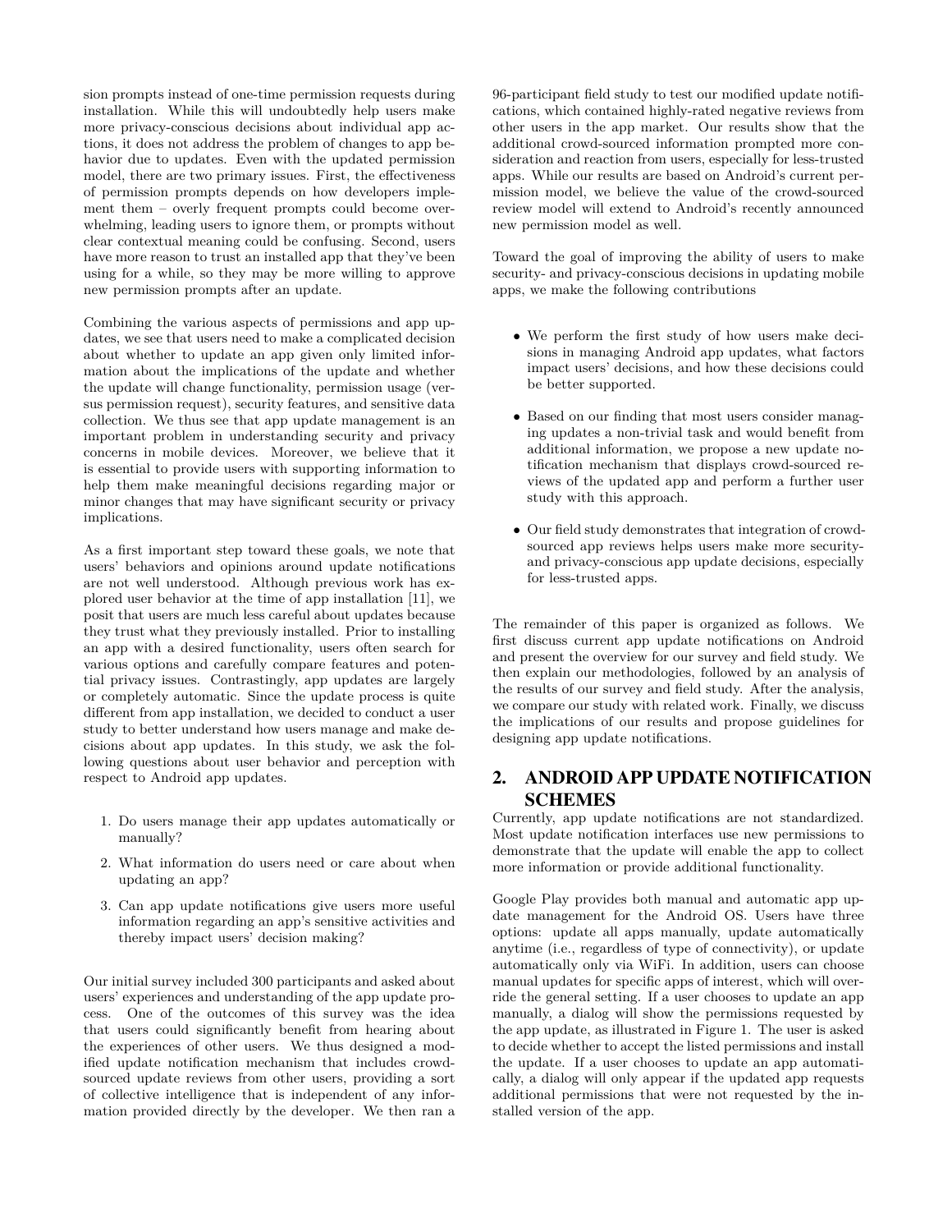sion prompts instead of one-time permission requests during installation. While this will undoubtedly help users make more privacy-conscious decisions about individual app actions, it does not address the problem of changes to app behavior due to updates. Even with the updated permission model, there are two primary issues. First, the effectiveness of permission prompts depends on how developers implement them – overly frequent prompts could become overwhelming, leading users to ignore them, or prompts without clear contextual meaning could be confusing. Second, users have more reason to trust an installed app that they've been using for a while, so they may be more willing to approve new permission prompts after an update.

Combining the various aspects of permissions and app updates, we see that users need to make a complicated decision about whether to update an app given only limited information about the implications of the update and whether the update will change functionality, permission usage (versus permission request), security features, and sensitive data collection. We thus see that app update management is an important problem in understanding security and privacy concerns in mobile devices. Moreover, we believe that it is essential to provide users with supporting information to help them make meaningful decisions regarding major or minor changes that may have significant security or privacy implications.

As a first important step toward these goals, we note that users' behaviors and opinions around update notifications are not well understood. Although previous work has explored user behavior at the time of app installation [11], we posit that users are much less careful about updates because they trust what they previously installed. Prior to installing an app with a desired functionality, users often search for various options and carefully compare features and potential privacy issues. Contrastingly, app updates are largely or completely automatic. Since the update process is quite different from app installation, we decided to conduct a user study to better understand how users manage and make decisions about app updates. In this study, we ask the following questions about user behavior and perception with respect to Android app updates.

1. Do users manage their app updates automatically or manually?
2. What information do users need or care about when updating an app?
3. Can app update notifications give users more useful information regarding an app's sensitive activities and thereby impact users' decision making?

Our initial survey included 300 participants and asked about users' experiences and understanding of the app update process. One of the outcomes of this survey was the idea that users could significantly benefit from hearing about the experiences of other users. We thus designed a modified update notification mechanism that includes crowd-sourced update reviews from other users, providing a sort of collective intelligence that is independent of any information provided directly by the developer. We then ran a 96-participant field study to test our modified update notifications, which contained highly-rated negative reviews from other users in the app market. Our results show that the additional crowd-sourced information prompted more consideration and reaction from users, especially for less-trusted apps. While our results are based on Android's current permission model, we believe the value of the crowd-sourced review model will extend to Android's recently announced new permission model as well.

Toward the goal of improving the ability of users to make security- and privacy-conscious decisions in updating mobile apps, we make the following contributions

- We perform the first study of how users make decisions in managing Android app updates, what factors impact users' decisions, and how these decisions could be better supported.
- Based on our finding that most users consider managing updates a non-trivial task and would benefit from additional information, we propose a new update notification mechanism that displays crowd-sourced reviews of the updated app and perform a further user study with this approach.
- Our field study demonstrates that integration of crowd-sourced app reviews helps users make more security- and privacy-conscious app update decisions, especially for less-trusted apps.

The remainder of this paper is organized as follows. We first discuss current app update notifications on Android and present the overview for our survey and field study. We then explain our methodologies, followed by an analysis of the results of our survey and field study. After the analysis, we compare our study with related work. Finally, we discuss the implications of our results and propose guidelines for designing app update notifications.

## 2. ANDROID APP UPDATE NOTIFICATION SCHEMES

Currently, app update notifications are not standardized. Most update notification interfaces use new permissions to demonstrate that the update will enable the app to collect more information or provide additional functionality.

Google Play provides both manual and automatic app update management for the Android OS. Users have three options: update all apps manually, update automatically anytime (i.e., regardless of type of connectivity), or update automatically only via WiFi. In addition, users can choose manual updates for specific apps of interest, which will override the general setting. If a user chooses to update an app manually, a dialog will show the permissions requested by the app update, as illustrated in Figure 1. The user is asked to decide whether to accept the listed permissions and install the update. If a user chooses to update an app automatically, a dialog will only appear if the updated app requests additional permissions that were not requested by the installed version of the app.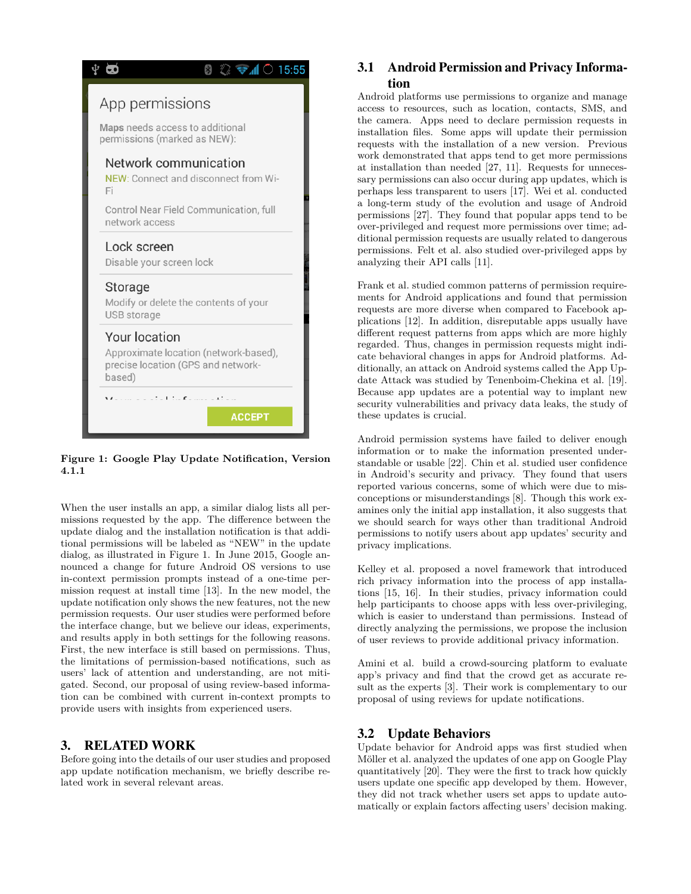Figure 1: Google Play Update Notification, Version 4.1.1

When the user installs an app, a similar dialog lists all permissions requested by the app. The difference between the update dialog and the installation notification is that additional permissions will be labeled as "NEW" in the update dialog, as illustrated in Figure 1. In June 2015, Google announced a change for future Android OS versions to use in-context permission prompts instead of a one-time permission request at install time [13]. In the new model, the update notification only shows the new features, not the new permission requests. Our user studies were performed before the interface change, but we believe our ideas, experiments, and results apply in both settings for the following reasons. First, the new interface is still based on permissions. Thus, the limitations of permission-based notifications, such as users' lack of attention and understanding, are not mitigated. Second, our proposal of using review-based information can be combined with current in-context prompts to provide users with insights from experienced users.

# 3. RELATED WORK

Before going into the details of our user studies and proposed app update notification mechanism, we briefly describe related work in several relevant areas.

## 3.1 Android Permission and Privacy Information

Android platforms use permissions to organize and manage access to resources, such as location, contacts, SMS, and the camera. Apps need to declare permission requests in installation files. Some apps will update their permission requests with the installation of a new version. Previous work demonstrated that apps tend to get more permissions at installation than needed [27, 11]. Requests for unnecessary permissions can also occur during app updates, which is perhaps less transparent to users [17]. Wei et al. conducted a long-term study of the evolution and usage of Android permissions [27]. They found that popular apps tend to be over-privileged and request more permissions over time; additional permission requests are usually related to dangerous permissions. Felt et al. also studied over-privileged apps by analyzing their API calls [11].

Frank et al. studied common patterns of permission requirements for Android applications and found that permission requests are more diverse when compared to Facebook applications [12]. In addition, disreputable apps usually have different request patterns from apps which are more highly regarded. Thus, changes in permission requests might indicate behavioral changes in apps for Android platforms. Additionally, an attack on Android systems called the App Update Attack was studied by Tenenboim-Chekina et al. [19]. Because app updates are a potential way to implant new security vulnerabilities and privacy data leaks, the study of these updates is crucial.

Android permission systems have failed to deliver enough information or to make the information presented understandable or usable [22]. Chin et al. studied user confidence in Android's security and privacy. They found that users reported various concerns, some of which were due to misconceptions or misunderstandings [8]. Though this work examines only the initial app installation, it also suggests that we should search for ways other than traditional Android permissions to notify users about app updates' security and privacy implications.

Kelley et al. proposed a novel framework that introduced rich privacy information into the process of app installations [15, 16]. In their studies, privacy information could help participants to choose apps with less over-privileging, which is easier to understand than permissions. Instead of directly analyzing the permissions, we propose the inclusion of user reviews to provide additional privacy information.

Amini et al. build a crowd-sourcing platform to evaluate app's privacy and find that the crowd get as accurate result as the experts [3]. Their work is complementary to our proposal of using reviews for update notifications.

## 3.2 Update Behaviors

Update behavior for Android apps was first studied when Möller et al. analyzed the updates of one app on Google Play quantitatively [20]. They were the first to track how quickly users update one specific app developed by them. However, they did not track whether users set apps to update automatically or explain factors affecting users' decision making.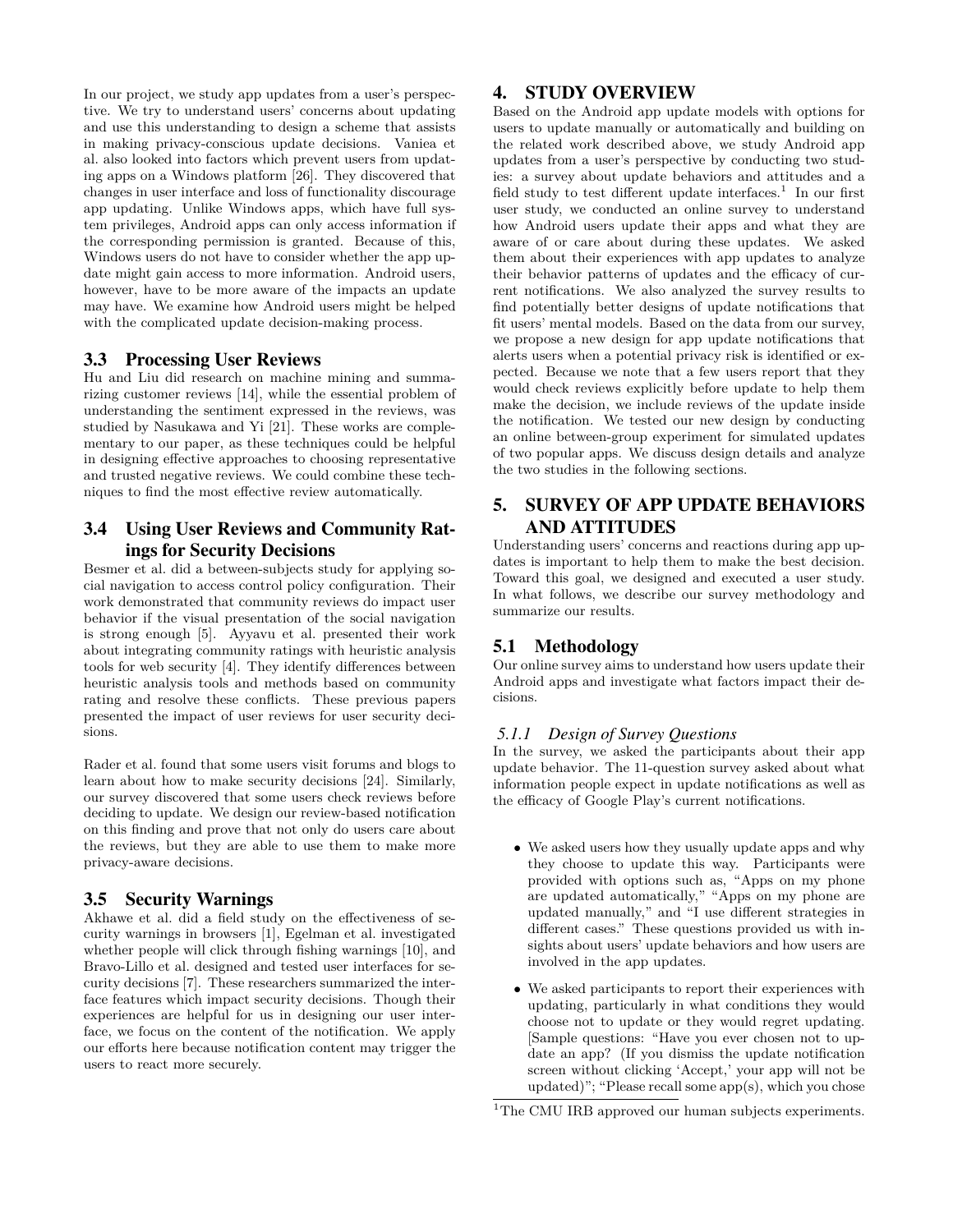In our project, we study app updates from a user's perspective. We try to understand users' concerns about updating and use this understanding to design a scheme that assists in making privacy-conscious update decisions. Vaniea et al. also looked into factors which prevent users from updating apps on a Windows platform [26]. They discovered that changes in user interface and loss of functionality discourage app updating. Unlike Windows apps, which have full system privileges, Android apps can only access information if the corresponding permission is granted. Because of this, Windows users do not have to consider whether the app update might gain access to more information. Android users, however, have to be more aware of the impacts an update may have. We examine how Android users might be helped with the complicated update decision-making process.

### 3.3 Processing User Reviews

Hu and Liu did research on machine mining and summarizing customer reviews [14], while the essential problem of understanding the sentiment expressed in the reviews, was studied by Nasukawa and Yi [21]. These works are complementary to our paper, as these techniques could be helpful in designing effective approaches to choosing representative and trusted negative reviews. We could combine these techniques to find the most effective review automatically.

### 3.4 Using User Reviews and Community Ratings for Security Decisions

Besmer et al. did a between-subjects study for applying social navigation to access control policy configuration. Their work demonstrated that community reviews do impact user behavior if the visual presentation of the social navigation is strong enough [5]. Ayyavu et al. presented their work about integrating community ratings with heuristic analysis tools for web security [4]. They identify differences between heuristic analysis tools and methods based on community rating and resolve these conflicts. These previous papers presented the impact of user reviews for user security decisions.

Rader et al. found that some users visit forums and blogs to learn about how to make security decisions [24]. Similarly, our survey discovered that some users check reviews before deciding to update. We design our review-based notification on this finding and prove that not only do users care about the reviews, but they are able to use them to make more privacy-aware decisions.

### 3.5 Security Warnings

Akhawe et al. did a field study on the effectiveness of security warnings in browsers [1], Egelman et al. investigated whether people will click through fishing warnings [10], and Bravo-Lillo et al. designed and tested user interfaces for security decisions [7]. These researchers summarized the interface features which impact security decisions. Though their experiences are helpful for us in designing our user interface, we focus on the content of the notification. We apply our efforts here because notification content may trigger the users to react more securely.

## 4. STUDY OVERVIEW

Based on the Android app update models with options for users to update manually or automatically and building on the related work described above, we study Android app updates from a user's perspective by conducting two studies: a survey about update behaviors and attitudes and a field study to test different update interfaces.[1] In our first user study, we conducted an online survey to understand how Android users update their apps and what they are aware of or care about during these updates. We asked them about their experiences with app updates to analyze their behavior patterns of updates and the efficacy of current notifications. We also analyzed the survey results to find potentially better designs of update notifications that fit users' mental models. Based on the data from our survey, we propose a new design for app update notifications that alerts users when a potential privacy risk is identified or expected. Because we note that a few users report that they would check reviews explicitly before update to help them make the decision, we include reviews of the update inside the notification. We tested our new design by conducting an online between-group experiment for simulated updates of two popular apps. We discuss design details and analyze the two studies in the following sections.

## 5. SURVEY OF APP UPDATE BEHAVIORS AND ATTITUDES

Understanding users' concerns and reactions during app updates is important to help them to make the best decision. Toward this goal, we designed and executed a user study. In what follows, we describe our survey methodology and summarize our results.

### 5.1 Methodology

Our online survey aims to understand how users update their Android apps and investigate what factors impact their decisions.

#### *5.1.1 Design of Survey Questions*

In the survey, we asked the participants about their app update behavior. The 11-question survey asked about what information people expect in update notifications as well as the efficacy of Google Play's current notifications.

- We asked users how they usually update apps and why they choose to update this way. Participants were provided with options such as, "Apps on my phone are updated automatically," "Apps on my phone are updated manually," and "I use different strategies in different cases." These questions provided us with insights about users' update behaviors and how users are involved in the app updates.
- We asked participants to report their experiences with updating, particularly in what conditions they would choose not to update or they would regret updating. [Sample questions: "Have you ever chosen not to update an app? (If you dismiss the update notification screen without clicking 'Accept,' your app will not be updated)"; "Please recall some app(s), which you chose

[1] The CMU IRB approved our human subjects experiments.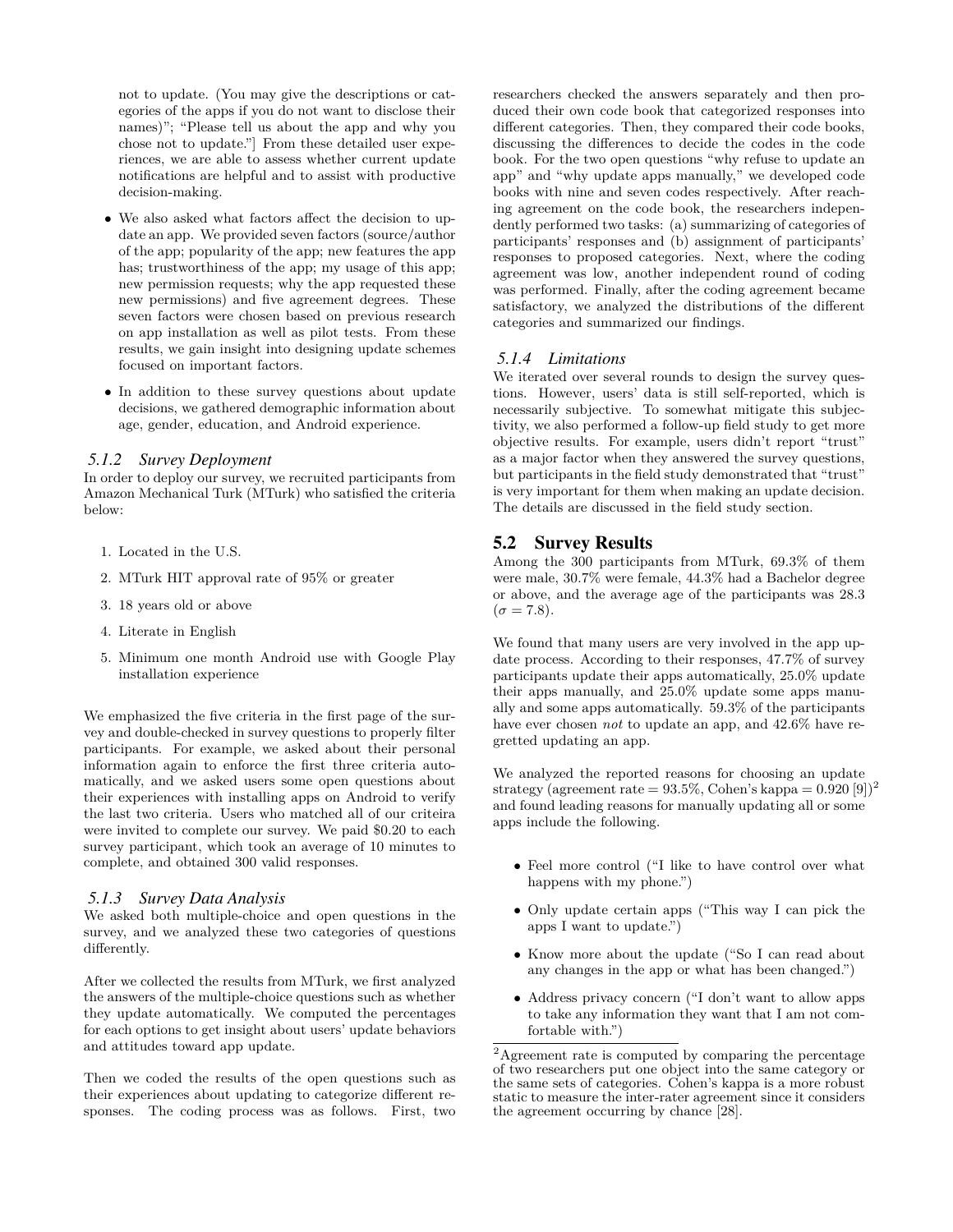not to update. (You may give the descriptions or categories of the apps if you do not want to disclose their names)"; "Please tell us about the app and why you chose not to update."] From these detailed user experiences, we are able to assess whether current update notifications are helpful and to assist with productive decision-making.

- We also asked what factors affect the decision to update an app. We provided seven factors (source/author of the app; popularity of the app; new features the app has; trustworthiness of the app; my usage of this app; new permission requests; why the app requested these new permissions) and five agreement degrees. These seven factors were chosen based on previous research on app installation as well as pilot tests. From these results, we gain insight into designing update schemes focused on important factors.
- In addition to these survey questions about update decisions, we gathered demographic information about age, gender, education, and Android experience.

### 5.1.2 Survey Deployment

In order to deploy our survey, we recruited participants from Amazon Mechanical Turk (MTurk) who satisfied the criteria below:

1. Located in the U.S.
2. MTurk HIT approval rate of 95% or greater
3. 18 years old or above
4. Literate in English
5. Minimum one month Android use with Google Play installation experience

We emphasized the five criteria in the first page of the survey and double-checked in survey questions to properly filter participants. For example, we asked about their personal information again to enforce the first three criteria automatically, and we asked users some open questions about their experiences with installing apps on Android to verify the last two criteria. Users who matched all of our criteira were invited to complete our survey. We paid $0.20 to each survey participant, which took an average of 10 minutes to complete, and obtained 300 valid responses.

### 5.1.3 Survey Data Analysis

We asked both multiple-choice and open questions in the survey, and we analyzed these two categories of questions differently.

After we collected the results from MTurk, we first analyzed the answers of the multiple-choice questions such as whether they update automatically. We computed the percentages for each options to get insight about users' update behaviors and attitudes toward app update.

Then we coded the results of the open questions such as their experiences about updating to categorize different responses. The coding process was as follows. First, two researchers checked the answers separately and then produced their own code book that categorized responses into different categories. Then, they compared their code books, discussing the differences to decide the codes in the code book. For the two open questions "why refuse to update an app" and "why update apps manually," we developed code books with nine and seven codes respectively. After reaching agreement on the code book, the researchers independently performed two tasks: (a) summarizing of categories of participants' responses and (b) assignment of participants' responses to proposed categories. Next, where the coding agreement was low, another independent round of coding was performed. Finally, after the coding agreement became satisfactory, we analyzed the distributions of the different categories and summarized our findings.

### 5.1.4 Limitations

We iterated over several rounds to design the survey questions. However, users' data is still self-reported, which is necessarily subjective. To somewhat mitigate this subjectivity, we also performed a follow-up field study to get more objective results. For example, users didn't report "trust" as a major factor when they answered the survey questions, but participants in the field study demonstrated that "trust" is very important for them when making an update decision. The details are discussed in the field study section.

## 5.2 Survey Results

Among the 300 participants from MTurk, 69.3% of them were male, 30.7% were female, 44.3% had a Bachelor degree or above, and the average age of the participants was 28.3 ($\sigma = 7.8$).

We found that many users are very involved in the app update process. According to their responses, 47.7% of survey participants update their apps automatically, 25.0% update their apps manually, and 25.0% update some apps manually and some apps automatically. 59.3% of the participants have ever chosen *not* to update an app, and 42.6% have regretted updating an app.

We analyzed the reported reasons for choosing an update strategy (agreement rate = 93.5%, Cohen's kappa = 0.920 [9])[2] and found leading reasons for manually updating all or some apps include the following.

- Feel more control ("I like to have control over what happens with my phone.")
- Only update certain apps ("This way I can pick the apps I want to update.")
- Know more about the update ("So I can read about any changes in the app or what has been changed.")
- Address privacy concern ("I don't want to allow apps to take any information they want that I am not comfortable with.")

[2] Agreement rate is computed by comparing the percentage of two researchers put one object into the same category or the same sets of categories. Cohen's kappa is a more robust static to measure the inter-rater agreement since it considers the agreement occurring by chance [28].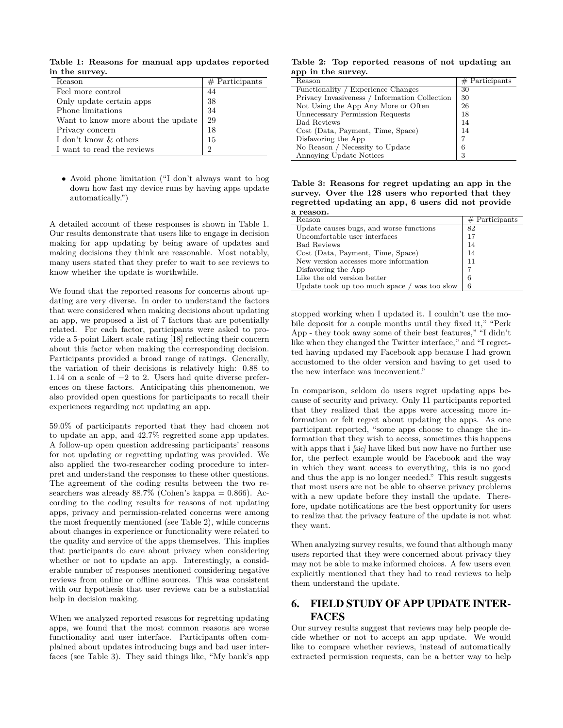**Table 1: Reasons for manual app updates reported in the survey.**

| Reason | # Participants |
|---|---|
| Feel more control | 44 |
| Only update certain apps | 38 |
| Phone limitations | 34 |
| Want to know more about the update | 29 |
| Privacy concern | 18 |
| I don't know & others | 15 |
| I want to read the reviews | 2 |

- Avoid phone limitation ("I don't always want to bog down how fast my device runs by having apps update automatically.")

A detailed account of these responses is shown in Table 1. Our results demonstrate that users like to engage in decision making for app updating by being aware of updates and making decisions they think are reasonable. Most notably, many users stated that they prefer to wait to see reviews to know whether the update is worthwhile.

We found that the reported reasons for concerns about updating are very diverse. In order to understand the factors that were considered when making decisions about updating an app, we proposed a list of 7 factors that are potentially related. For each factor, participants were asked to provide a 5-point Likert scale rating [18] reflecting their concern about this factor when making the corresponding decision. Participants provided a broad range of ratings. Generally, the variation of their decisions is relatively high: 0.88 to 1.14 on a scale of $-2$ to 2. Users had quite diverse preferences on these factors. Anticipating this phenomenon, we also provided open questions for participants to recall their experiences regarding not updating an app.

59.0% of participants reported that they had chosen not to update an app, and 42.7% regretted some app updates. A follow-up open question addressing participants' reasons for not updating or regretting updating was provided. We also applied the two-researcher coding procedure to interpret and understand the responses to these other questions. The agreement of the coding results between the two researchers was already 88.7% (Cohen's kappa = 0.866). According to the coding results for reasons of not updating apps, privacy and permission-related concerns were among the most frequently mentioned (see Table 2), while concerns about changes in experience or functionality were related to the quality and service of the apps themselves. This implies that participants do care about privacy when considering whether or not to update an app. Interestingly, a considerable number of responses mentioned considering negative reviews from online or offline sources. This was consistent with our hypothesis that user reviews can be a substantial help in decision making.

When we analyzed reported reasons for regretting updating apps, we found that the most common reasons are worse functionality and user interface. Participants often complained about updates introducing bugs and bad user interfaces (see Table 3). They said things like, "My bank's app stopped working when I updated it. I couldn't use the mobile deposit for a couple months until they fixed it," "Perk App - they took away some of their best features," "I didn't like when they changed the Twitter interface," and "I regretted having updated my Facebook app because I had grown accustomed to the older version and having to get used to the new interface was inconvenient."

**Table 2: Top reported reasons of not updating an app in the survey.**

| Reason | # Participants |
|---|---|
| Functionality / Experience Changes | 30 |
| Privacy Invasiveness / Information Collection | 30 |
| Not Using the App Any More or Often | 26 |
| Unnecessary Permission Requests | 18 |
| Bad Reviews | 14 |
| Cost (Data, Payment, Time, Space) | 14 |
| Disfavoring the App | 7 |
| No Reason / Necessity to Update | 6 |
| Annoying Update Notices | 3 |

**Table 3: Reasons for regret updating an app in the survey. Over the 128 users who reported that they regretted updating an app, 6 users did not provide a reason.**

| Reason | # Participants |
|---|---|
| Update causes bugs, and worse functions | 82 |
| Uncomfortable user interfaces | 17 |
| Bad Reviews | 14 |
| Cost (Data, Payment, Time, Space) | 14 |
| New version accesses more information | 11 |
| Disfavoring the App | 7 |
| Like the old version better | 6 |
| Update took up too much space / was too slow | 6 |

In comparison, seldom do users regret updating apps because of security and privacy. Only 11 participants reported that they realized that the apps were accessing more information or felt regret about updating the apps. As one participant reported, "some apps choose to change the information that they wish to access, sometimes this happens with apps that i *[sic]* have liked but now have no further use for, the perfect example would be Facebook and the way in which they want access to everything, this is no good and thus the app is no longer needed." This result suggests that most users are not be able to observe privacy problems with a new update before they install the update. Therefore, update notifications are the best opportunity for users to realize that the privacy feature of the update is not what they want.

When analyzing survey results, we found that although many users reported that they were concerned about privacy they may not be able to make informed choices. A few users even explicitly mentioned that they had to read reviews to help them understand the update.

## 6. FIELD STUDY OF APP UPDATE INTERFACES

Our survey results suggest that reviews may help people decide whether or not to accept an app update. We would like to compare whether reviews, instead of automatically extracted permission requests, can be a better way to help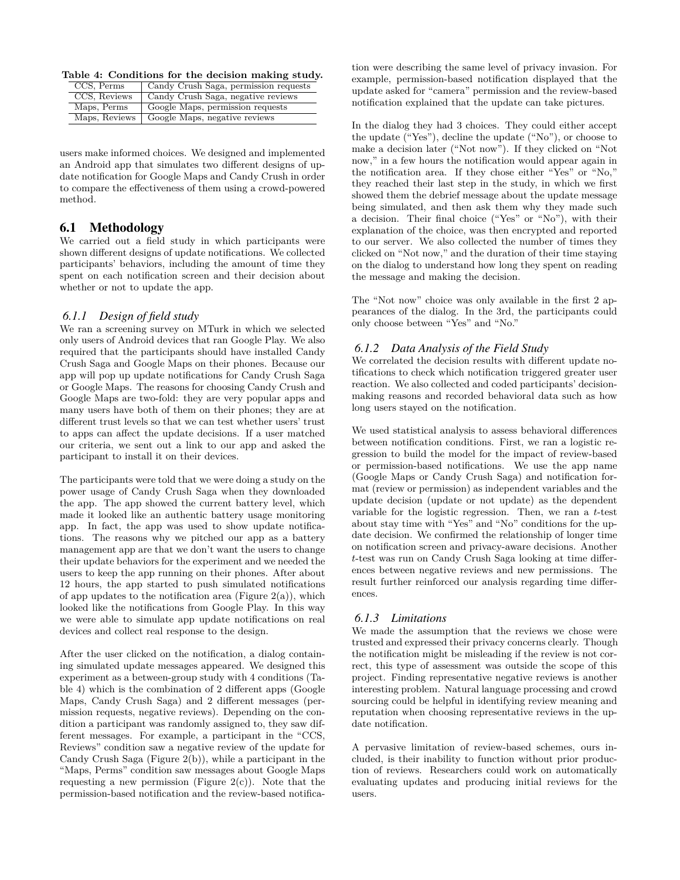**Table 4: Conditions for the decision making study.**

| | |
|---|---|
| CCS, Perms | Candy Crush Saga, permission requests |
| CCS, Reviews | Candy Crush Saga, negative reviews |
| Maps, Perms | Google Maps, permission requests |
| Maps, Reviews | Google Maps, negative reviews |

users make informed choices. We designed and implemented an Android app that simulates two different designs of update notification for Google Maps and Candy Crush in order to compare the effectiveness of them using a crowd-powered method.

## 6.1 Methodology

We carried out a field study in which participants were shown different designs of update notifications. We collected participants' behaviors, including the amount of time they spent on each notification screen and their decision about whether or not to update the app.

### *6.1.1 Design of field study*

We ran a screening survey on MTurk in which we selected only users of Android devices that ran Google Play. We also required that the participants should have installed Candy Crush Saga and Google Maps on their phones. Because our app will pop up update notifications for Candy Crush Saga or Google Maps. The reasons for choosing Candy Crush and Google Maps are two-fold: they are very popular apps and many users have both of them on their phones; they are at different trust levels so that we can test whether users' trust to apps can affect the update decisions. If a user matched our criteria, we sent out a link to our app and asked the participant to install it on their devices.

The participants were told that we were doing a study on the power usage of Candy Crush Saga when they downloaded the app. The app showed the current battery level, which made it looked like an authentic battery usage monitoring app. In fact, the app was used to show update notifications. The reasons why we pitched our app as a battery management app are that we don't want the users to change their update behaviors for the experiment and we needed the users to keep the app running on their phones. After about 12 hours, the app started to push simulated notifications of app updates to the notification area (Figure 2(a)), which looked like the notifications from Google Play. In this way we were able to simulate app update notifications on real devices and collect real response to the design.

After the user clicked on the notification, a dialog containing simulated update messages appeared. We designed this experiment as a between-group study with 4 conditions (Table 4) which is the combination of 2 different apps (Google Maps, Candy Crush Saga) and 2 different messages (permission requests, negative reviews). Depending on the condition a participant was randomly assigned to, they saw different messages. For example, a participant in the "CCS, Reviews" condition saw a negative review of the update for Candy Crush Saga (Figure 2(b)), while a participant in the "Maps, Perms" condition saw messages about Google Maps requesting a new permission (Figure 2(c)). Note that the permission-based notification and the review-based notification were describing the same level of privacy invasion. For example, permission-based notification displayed that the update asked for "camera" permission and the review-based notification explained that the update can take pictures.

In the dialog they had 3 choices. They could either accept the update ("Yes"), decline the update ("No"), or choose to make a decision later ("Not now"). If they clicked on "Not now," in a few hours the notification would appear again in the notification area. If they chose either "Yes" or "No," they reached their last step in the study, in which we first showed them the debrief message about the update message being simulated, and then ask them why they made such a decision. Their final choice ("Yes" or "No"), with their explanation of the choice, was then encrypted and reported to our server. We also collected the number of times they clicked on "Not now," and the duration of their time staying on the dialog to understand how long they spent on reading the message and making the decision.

The "Not now" choice was only available in the first 2 appearances of the dialog. In the 3rd, the participants could only choose between "Yes" and "No."

### *6.1.2 Data Analysis of the Field Study*

We correlated the decision results with different update notifications to check which notification triggered greater user reaction. We also collected and coded participants' decision-making reasons and recorded behavioral data such as how long users stayed on the notification.

We used statistical analysis to assess behavioral differences between notification conditions. First, we ran a logistic regression to build the model for the impact of review-based or permission-based notifications. We use the app name (Google Maps or Candy Crush Saga) and notification format (review or permission) as independent variables and the update decision (update or not update) as the dependent variable for the logistic regression. Then, we ran a *t*-test about stay time with "Yes" and "No" conditions for the update decision. We confirmed the relationship of longer time on notification screen and privacy-aware decisions. Another *t*-test was run on Candy Crush Saga looking at time differences between negative reviews and new permissions. The result further reinforced our analysis regarding time differences.

### *6.1.3 Limitations*

We made the assumption that the reviews we chose were trusted and expressed their privacy concerns clearly. Though the notification might be misleading if the review is not correct, this type of assessment was outside the scope of this project. Finding representative negative reviews is another interesting problem. Natural language processing and crowd sourcing could be helpful in identifying review meaning and reputation when choosing representative reviews in the update notification.

A pervasive limitation of review-based schemes, ours included, is their inability to function without prior production of reviews. Researchers could work on automatically evaluating updates and producing initial reviews for the users.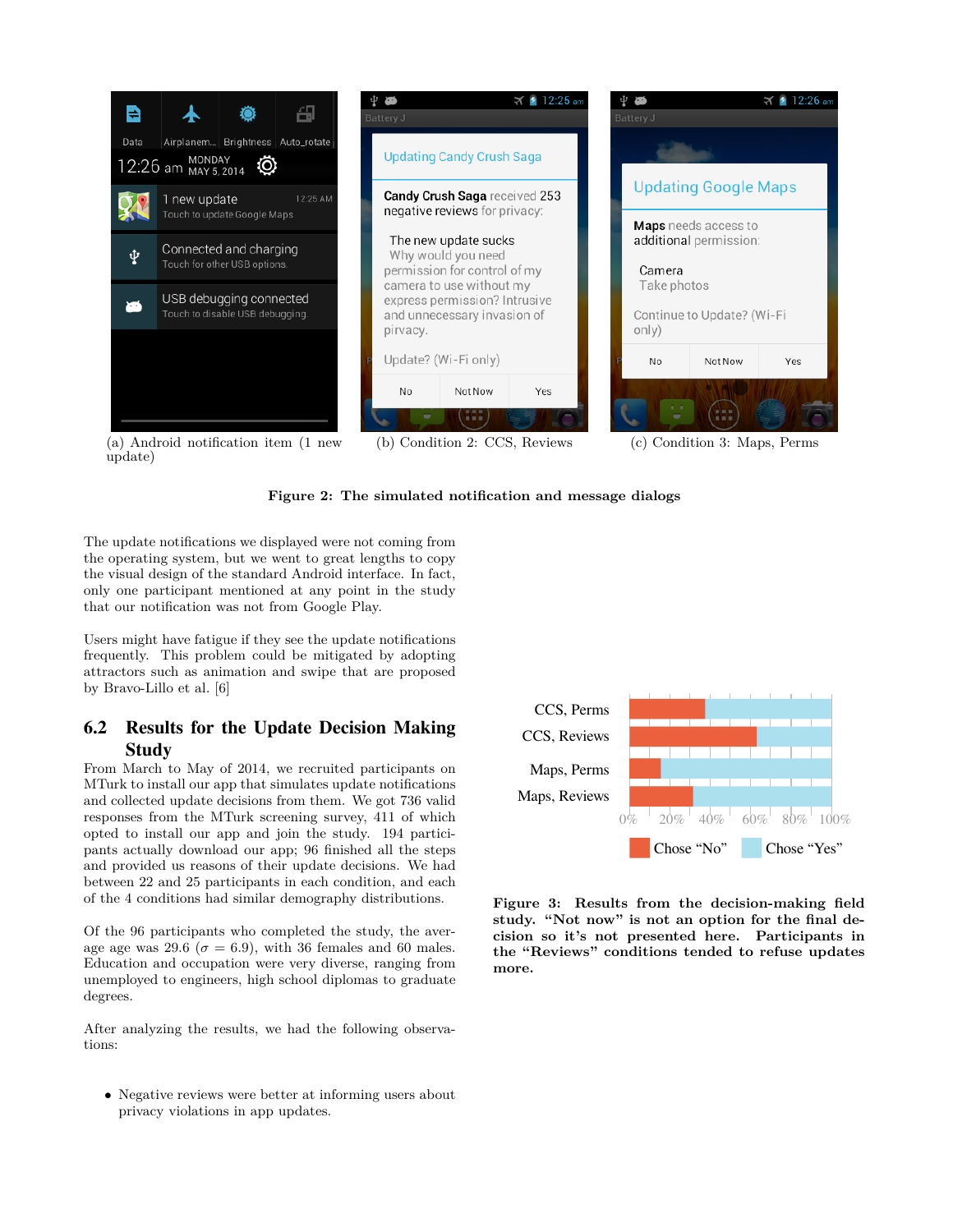(a) Android notification item (1 new update)

(b) Condition 2: CCS, Reviews

(c) Condition 3: Maps, Perms

**Figure 2: The simulated notification and message dialogs**

The update notifications we displayed were not coming from the operating system, but we went to great lengths to copy the visual design of the standard Android interface. In fact, only one participant mentioned at any point in the study that our notification was not from Google Play.

Users might have fatigue if they see the update notifications frequently. This problem could be mitigated by adopting attractors such as animation and swipe that are proposed by Bravo-Lillo et al. [6]

## 6.2 Results for the Update Decision Making Study

From March to May of 2014, we recruited participants on MTurk to install our app that simulates update notifications and collected update decisions from them. We got 736 valid responses from the MTurk screening survey, 411 of which opted to install our app and join the study. 194 participants actually download our app; 96 finished all the steps and provided us reasons of their update decisions. We had between 22 and 25 participants in each condition, and each of the 4 conditions had similar demography distributions.

Of the 96 participants who completed the study, the average age was 29.6 ($\sigma$ = 6.9), with 36 females and 60 males. Education and occupation were very diverse, ranging from unemployed to engineers, high school diplomas to graduate degrees.

After analyzing the results, we had the following observations:

- Negative reviews were better at informing users about privacy violations in app updates.

**Figure 3: Results from the decision-making field study. "Not now" is not an option for the final decision so it's not presented here. Participants in the "Reviews" conditions tended to refuse updates more.**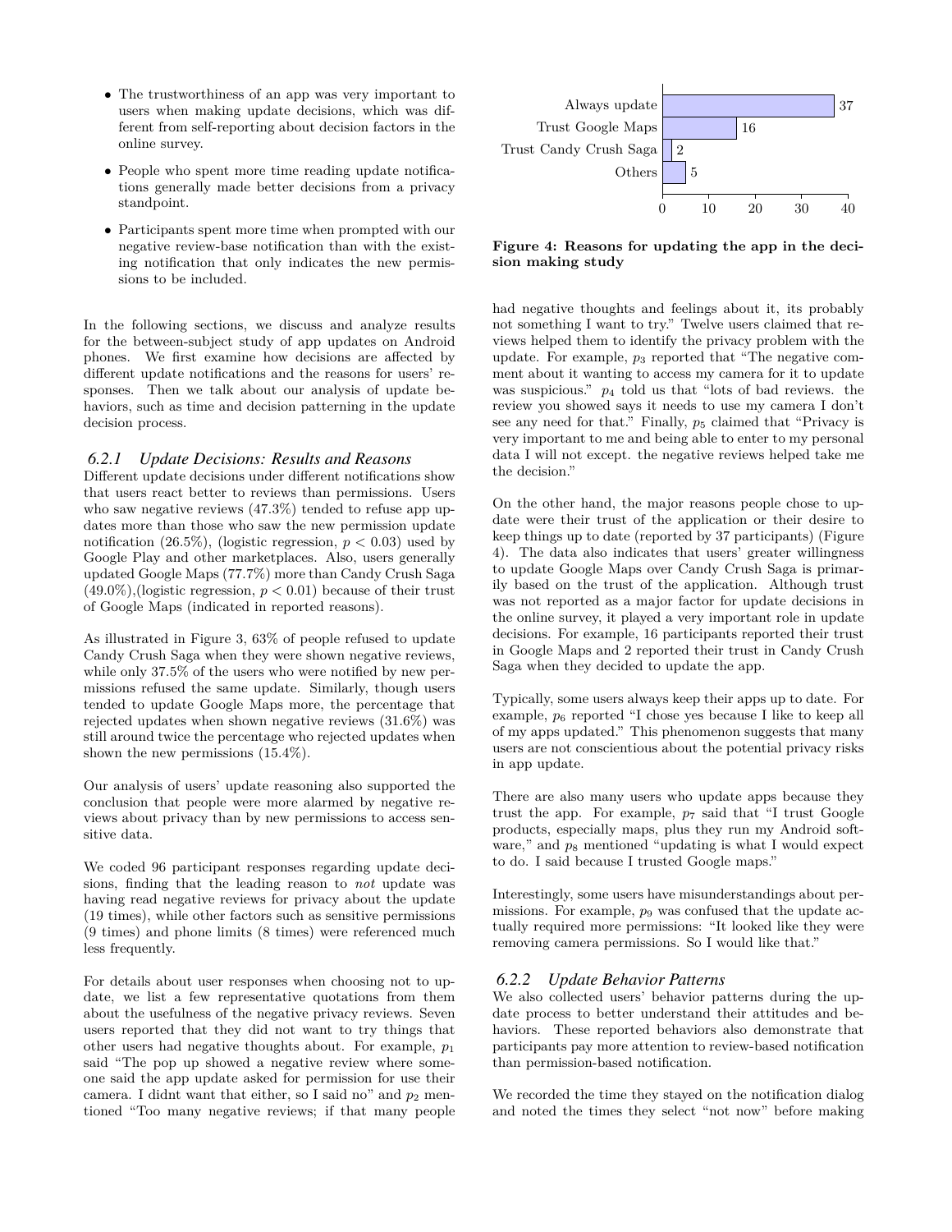- The trustworthiness of an app was very important to users when making update decisions, which was different from self-reporting about decision factors in the online survey.
- People who spent more time reading update notifications generally made better decisions from a privacy standpoint.
- Participants spent more time when prompted with our negative review-base notification than with the existing notification that only indicates the new permissions to be included.

In the following sections, we discuss and analyze results for the between-subject study of app updates on Android phones. We first examine how decisions are affected by different update notifications and the reasons for users' responses. Then we talk about our analysis of update behaviors, such as time and decision patterning in the update decision process.

### 6.2.1 Update Decisions: Results and Reasons

Different update decisions under different notifications show that users react better to reviews than permissions. Users who saw negative reviews (47.3%) tended to refuse app updates more than those who saw the new permission update notification (26.5%), (logistic regression, $p < 0.03$) used by Google Play and other marketplaces. Also, users generally updated Google Maps (77.7%) more than Candy Crush Saga (49.0%),(logistic regression, $p < 0.01$) because of their trust of Google Maps (indicated in reported reasons).

As illustrated in Figure 3, 63% of people refused to update Candy Crush Saga when they were shown negative reviews, while only 37.5% of the users who were notified by new permissions refused the same update. Similarly, though users tended to update Google Maps more, the percentage that rejected updates when shown negative reviews (31.6%) was still around twice the percentage who rejected updates when shown the new permissions (15.4%).

Our analysis of users' update reasoning also supported the conclusion that people were more alarmed by negative reviews about privacy than by new permissions to access sensitive data.

We coded 96 participant responses regarding update decisions, finding that the leading reason to *not* update was having read negative reviews for privacy about the update (19 times), while other factors such as sensitive permissions (9 times) and phone limits (8 times) were referenced much less frequently.

For details about user responses when choosing not to update, we list a few representative quotations from them about the usefulness of the negative privacy reviews. Seven users reported that they did not want to try things that other users had negative thoughts about. For example, $p_1$ said "The pop up showed a negative review where someone said the app update asked for permission for use their camera. I didnt want that either, so I said no" and $p_2$ mentioned "Too many negative reviews; if that many people had negative thoughts and feelings about it, its probably not something I want to try." Twelve users claimed that reviews helped them to identify the privacy problem with the update. For example, $p_3$ reported that "The negative comment about it wanting to access my camera for it to update was suspicious." $p_4$ told us that "lots of bad reviews. the review you showed says it needs to use my camera I don't see any need for that." Finally, $p_5$ claimed that "Privacy is very important to me and being able to enter to my personal data I will not except. the negative reviews helped take me the decision."

| Reason | Count |
|---|---|
| Always update | 37 |
| Trust Google Maps | 16 |
| Trust Candy Crush Saga | 2 |
| Others | 5 |

**Figure 4: Reasons for updating the app in the decision making study**

On the other hand, the major reasons people chose to update were their trust of the application or their desire to keep things up to date (reported by 37 participants) (Figure 4). The data also indicates that users' greater willingness to update Google Maps over Candy Crush Saga is primarily based on the trust of the application. Although trust was not reported as a major factor for update decisions in the online survey, it played a very important role in update decisions. For example, 16 participants reported their trust in Google Maps and 2 reported their trust in Candy Crush Saga when they decided to update the app.

Typically, some users always keep their apps up to date. For example, $p_6$ reported "I chose yes because I like to keep all of my apps updated." This phenomenon suggests that many users are not conscientious about the potential privacy risks in app update.

There are also many users who update apps because they trust the app. For example, $p_7$ said that "I trust Google products, especially maps, plus they run my Android software," and $p_8$ mentioned "updating is what I would expect to do. I said because I trusted Google maps."

Interestingly, some users have misunderstandings about permissions. For example, $p_9$ was confused that the update actually required more permissions: "It looked like they were removing camera permissions. So I would like that."

### 6.2.2 Update Behavior Patterns

We also collected users' behavior patterns during the update process to better understand their attitudes and behaviors. These reported behaviors also demonstrate that participants pay more attention to review-based notification than permission-based notification.

We recorded the time they stayed on the notification dialog and noted the times they select "not now" before making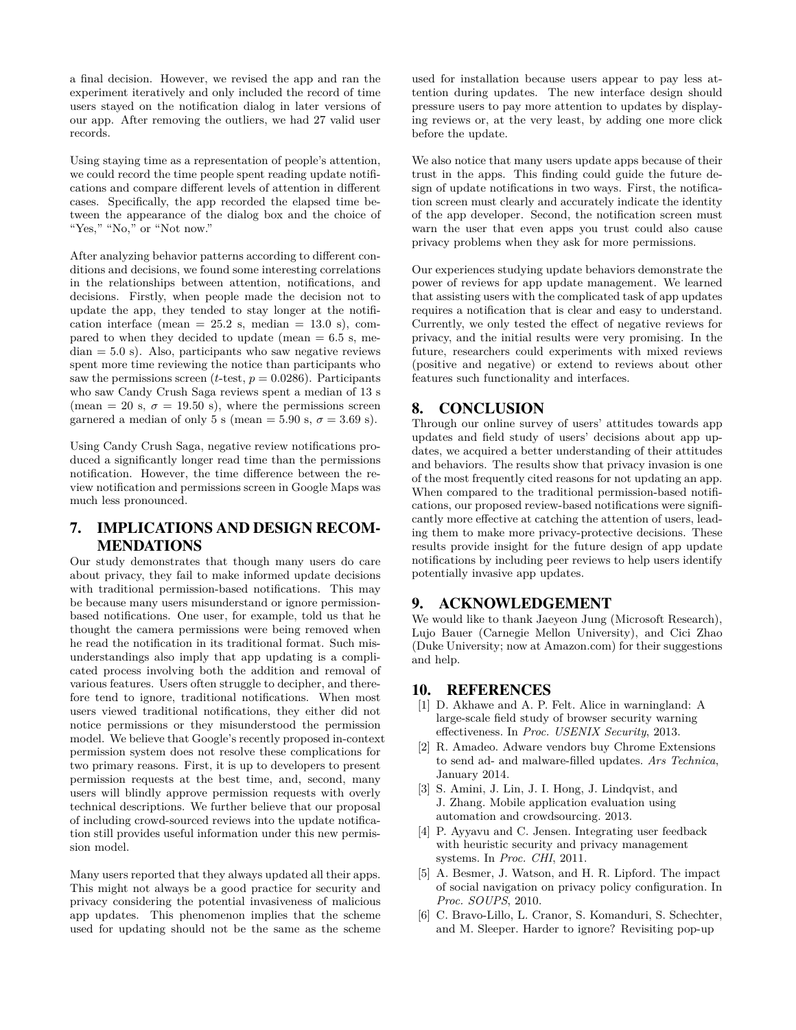a final decision. However, we revised the app and ran the experiment iteratively and only included the record of time users stayed on the notification dialog in later versions of our app. After removing the outliers, we had 27 valid user records.

Using staying time as a representation of people's attention, we could record the time people spent reading update notifications and compare different levels of attention in different cases. Specifically, the app recorded the elapsed time between the appearance of the dialog box and the choice of "Yes," "No," or "Not now."

After analyzing behavior patterns according to different conditions and decisions, we found some interesting correlations in the relationships between attention, notifications, and decisions. Firstly, when people made the decision not to update the app, they tended to stay longer at the notification interface (mean = 25.2 s, median = 13.0 s), compared to when they decided to update (mean = 6.5 s, median = 5.0 s). Also, participants who saw negative reviews spent more time reviewing the notice than participants who saw the permissions screen ($t$-test, $p = 0.0286$). Participants who saw Candy Crush Saga reviews spent a median of 13 s (mean = 20 s, $\sigma = 19.50$ s), where the permissions screen garnered a median of only 5 s (mean = 5.90 s, $\sigma = 3.69$ s).

Using Candy Crush Saga, negative review notifications produced a significantly longer read time than the permissions notification. However, the time difference between the review notification and permissions screen in Google Maps was much less pronounced.

## 7. IMPLICATIONS AND DESIGN RECOMMENDATIONS

Our study demonstrates that though many users do care about privacy, they fail to make informed update decisions with traditional permission-based notifications. This may be because many users misunderstand or ignore permission-based notifications. One user, for example, told us that he thought the camera permissions were being removed when he read the notification in its traditional format. Such misunderstandings also imply that app updating is a complicated process involving both the addition and removal of various features. Users often struggle to decipher, and therefore tend to ignore, traditional notifications. When most users viewed traditional notifications, they either did not notice permissions or they misunderstood the permission model. We believe that Google's recently proposed in-context permission system does not resolve these complications for two primary reasons. First, it is up to developers to present permission requests at the best time, and, second, many users will blindly approve permission requests with overly technical descriptions. We further believe that our proposal of including crowd-sourced reviews into the update notification still provides useful information under this new permission model.

Many users reported that they always updated all their apps. This might not always be a good practice for security and privacy considering the potential invasiveness of malicious app updates. This phenomenon implies that the scheme used for updating should not be the same as the scheme used for installation because users appear to pay less attention during updates. The new interface design should pressure users to pay more attention to updates by displaying reviews or, at the very least, by adding one more click before the update.

We also notice that many users update apps because of their trust in the apps. This finding could guide the future design of update notifications in two ways. First, the notification screen must clearly and accurately indicate the identity of the app developer. Second, the notification screen must warn the user that even apps you trust could also cause privacy problems when they ask for more permissions.

Our experiences studying update behaviors demonstrate the power of reviews for app update management. We learned that assisting users with the complicated task of app updates requires a notification that is clear and easy to understand. Currently, we only tested the effect of negative reviews for privacy, and the initial results were very promising. In the future, researchers could experiments with mixed reviews (positive and negative) or extend to reviews about other features such functionality and interfaces.

## 8. CONCLUSION

Through our online survey of users' attitudes towards app updates and field study of users' decisions about app updates, we acquired a better understanding of their attitudes and behaviors. The results show that privacy invasion is one of the most frequently cited reasons for not updating an app. When compared to the traditional permission-based notifications, our proposed review-based notifications were significantly more effective at catching the attention of users, leading them to make more privacy-protective decisions. These results provide insight for the future design of app update notifications by including peer reviews to help users identify potentially invasive app updates.

## 9. ACKNOWLEDGEMENT

We would like to thank Jaeyeon Jung (Microsoft Research), Lujo Bauer (Carnegie Mellon University), and Cici Zhao (Duke University; now at Amazon.com) for their suggestions and help.

## 10. REFERENCES

[1] D. Akhawe and A. P. Felt. Alice in warningland: A large-scale field study of browser security warning effectiveness. In *Proc. USENIX Security*, 2013.

[2] R. Amadeo. Adware vendors buy Chrome Extensions to send ad- and malware-filled updates. *Ars Technica*, January 2014.

[3] S. Amini, J. Lin, J. I. Hong, J. Lindqvist, and J. Zhang. Mobile application evaluation using automation and crowdsourcing. 2013.

[4] P. Ayyavu and C. Jensen. Integrating user feedback with heuristic security and privacy management systems. In *Proc. CHI*, 2011.

[5] A. Besmer, J. Watson, and H. R. Lipford. The impact of social navigation on privacy policy configuration. In *Proc. SOUPS*, 2010.

[6] C. Bravo-Lillo, L. Cranor, S. Komanduri, S. Schechter, and M. Sleeper. Harder to ignore? Revisiting pop-up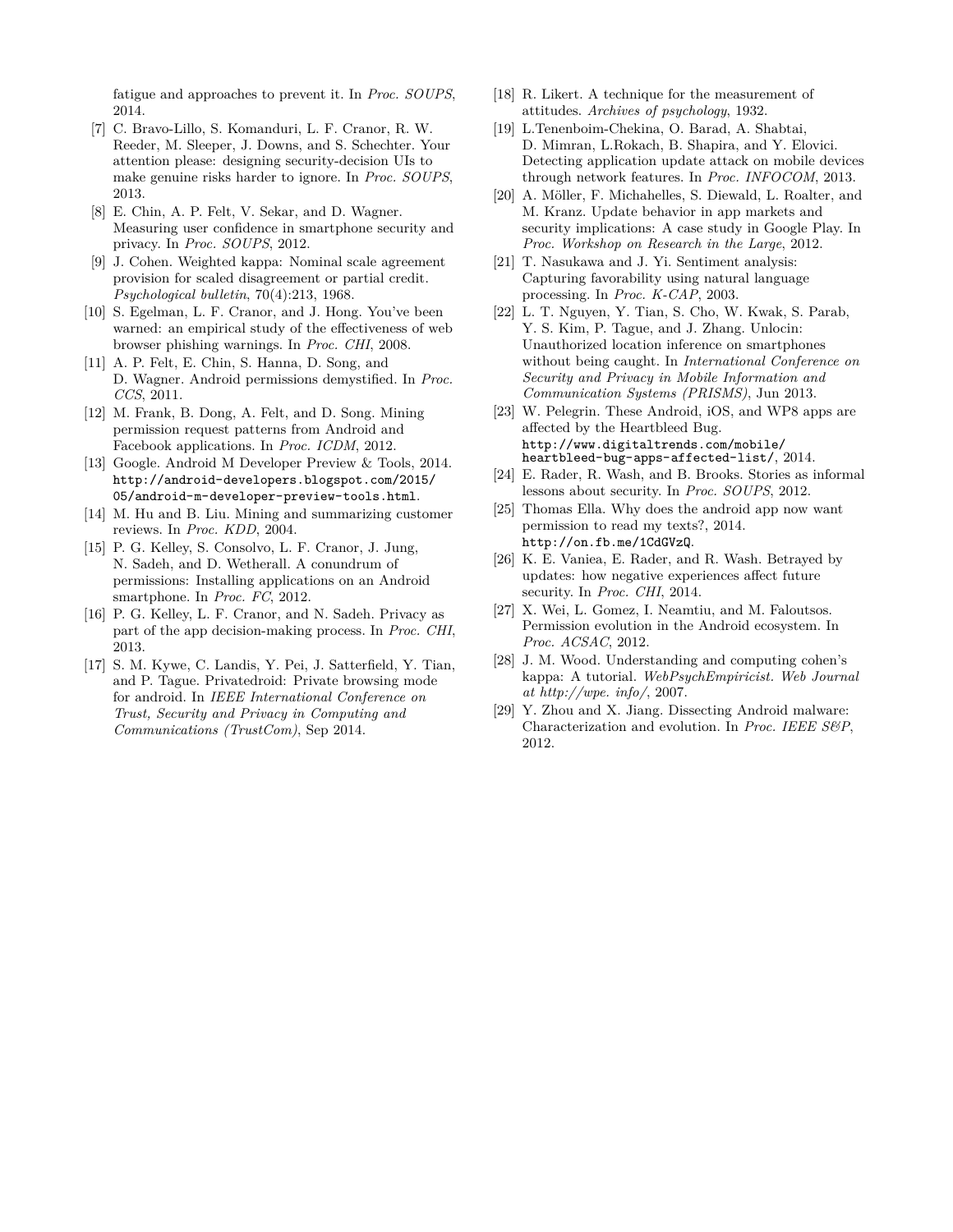fatigue and approaches to prevent it. In *Proc. SOUPS*, 2014.

[7] C. Bravo-Lillo, S. Komanduri, L. F. Cranor, R. W. Reeder, M. Sleeper, J. Downs, and S. Schechter. Your attention please: designing security-decision UIs to make genuine risks harder to ignore. In *Proc. SOUPS*, 2013.

[8] E. Chin, A. P. Felt, V. Sekar, and D. Wagner. Measuring user confidence in smartphone security and privacy. In *Proc. SOUPS*, 2012.

[9] J. Cohen. Weighted kappa: Nominal scale agreement provision for scaled disagreement or partial credit. *Psychological bulletin*, 70(4):213, 1968.

[10] S. Egelman, L. F. Cranor, and J. Hong. You've been warned: an empirical study of the effectiveness of web browser phishing warnings. In *Proc. CHI*, 2008.

[11] A. P. Felt, E. Chin, S. Hanna, D. Song, and D. Wagner. Android permissions demystified. In *Proc. CCS*, 2011.

[12] M. Frank, B. Dong, A. Felt, and D. Song. Mining permission request patterns from Android and Facebook applications. In *Proc. ICDM*, 2012.

[13] Google. Android M Developer Preview & Tools, 2014. http://android-developers.blogspot.com/2015/05/android-m-developer-preview-tools.html.

[14] M. Hu and B. Liu. Mining and summarizing customer reviews. In *Proc. KDD*, 2004.

[15] P. G. Kelley, S. Consolvo, L. F. Cranor, J. Jung, N. Sadeh, and D. Wetherall. A conundrum of permissions: Installing applications on an Android smartphone. In *Proc. FC*, 2012.

[16] P. G. Kelley, L. F. Cranor, and N. Sadeh. Privacy as part of the app decision-making process. In *Proc. CHI*, 2013.

[17] S. M. Kywe, C. Landis, Y. Pei, J. Satterfield, Y. Tian, and P. Tague. Privatedroid: Private browsing mode for android. In *IEEE International Conference on Trust, Security and Privacy in Computing and Communications (TrustCom)*, Sep 2014.

[18] R. Likert. A technique for the measurement of attitudes. *Archives of psychology*, 1932.

[19] L.Tenenboim-Chekina, O. Barad, A. Shabtai, D. Mimran, L.Rokach, B. Shapira, and Y. Elovici. Detecting application update attack on mobile devices through network features. In *Proc. INFOCOM*, 2013.

[20] A. Möller, F. Michahelles, S. Diewald, L. Roalter, and M. Kranz. Update behavior in app markets and security implications: A case study in Google Play. In *Proc. Workshop on Research in the Large*, 2012.

[21] T. Nasukawa and J. Yi. Sentiment analysis: Capturing favorability using natural language processing. In *Proc. K-CAP*, 2003.

[22] L. T. Nguyen, Y. Tian, S. Cho, W. Kwak, S. Parab, Y. S. Kim, P. Tague, and J. Zhang. Unlocin: Unauthorized location inference on smartphones without being caught. In *International Conference on Security and Privacy in Mobile Information and Communication Systems (PRISMS)*, Jun 2013.

[23] W. Pelegrin. These Android, iOS, and WP8 apps are affected by the Heartbleed Bug. http://www.digitaltrends.com/mobile/heartbleed-bug-apps-affected-list/, 2014.

[24] E. Rader, R. Wash, and B. Brooks. Stories as informal lessons about security. In *Proc. SOUPS*, 2012.

[25] Thomas Ella. Why does the android app now want permission to read my texts?, 2014. http://on.fb.me/1CdGVzQ.

[26] K. E. Vaniea, E. Rader, and R. Wash. Betrayed by updates: how negative experiences affect future security. In *Proc. CHI*, 2014.

[27] X. Wei, L. Gomez, I. Neamtiu, and M. Faloutsos. Permission evolution in the Android ecosystem. In *Proc. ACSAC*, 2012.

[28] J. M. Wood. Understanding and computing cohen's kappa: A tutorial. *WebPsychEmpiricist. Web Journal at http://wpe. info/*, 2007.

[29] Y. Zhou and X. Jiang. Dissecting Android malware: Characterization and evolution. In *Proc. IEEE S&P*, 2012.